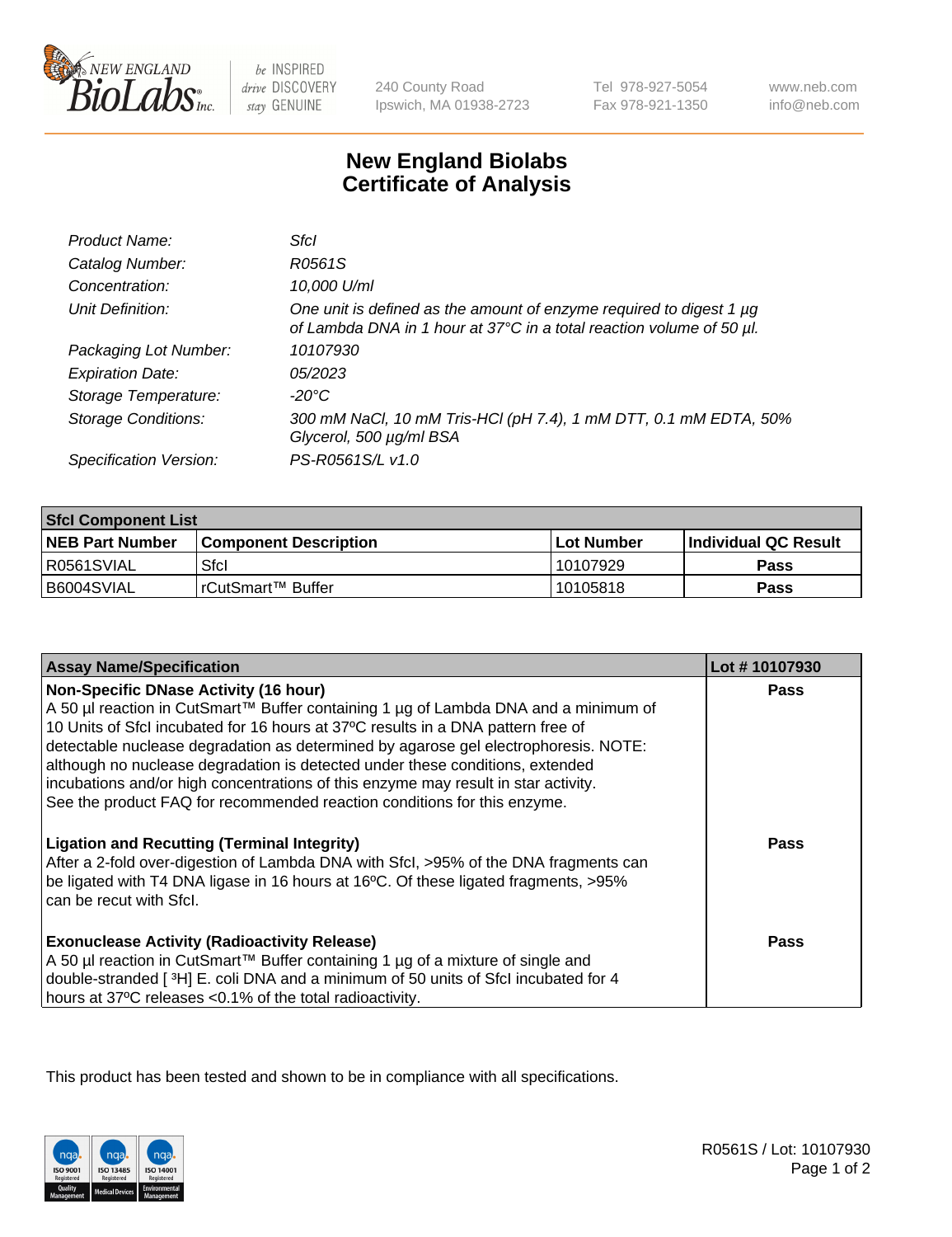240 County Road
Ipswich, MA 01938-2723

Tel 978-927-5054
Fax 978-921-1350

www.neb.com
info@neb.com

# New England Biolabs Certificate of Analysis

| | |
|---|---|
| *Product Name:* | *SfcI* |
| *Catalog Number:* | *R0561S* |
| *Concentration:* | *10,000 U/ml* |
| *Unit Definition:* | *One unit is defined as the amount of enzyme required to digest 1 µg of Lambda DNA in 1 hour at 37°C in a total reaction volume of 50 µl.* |
| *Packaging Lot Number:* | *10107930* |
| *Expiration Date:* | *05/2023* |
| *Storage Temperature:* | *-20°C* |
| *Storage Conditions:* | *300 mM NaCl, 10 mM Tris-HCl (pH 7.4), 1 mM DTT, 0.1 mM EDTA, 50% Glycerol, 500 µg/ml BSA* |
| *Specification Version:* | *PS-R0561S/L v1.0* |

| **SfcI Component List** | | | |
|---|---|---|---|
| **NEB Part Number** | **Component Description** | **Lot Number** | **Individual QC Result** |
| R0561SVIAL | SfcI | 10107929 | **Pass** |
| B6004SVIAL | rCutSmart™ Buffer | 10105818 | **Pass** |

| **Assay Name/Specification** | **Lot # 10107930** |
|---|---|
| **Non-Specific DNase Activity (16 hour)** A 50 µl reaction in CutSmart™ Buffer containing 1 µg of Lambda DNA and a minimum of 10 Units of SfcI incubated for 16 hours at 37ºC results in a DNA pattern free of detectable nuclease degradation as determined by agarose gel electrophoresis. NOTE: although no nuclease degradation is detected under these conditions, extended incubations and/or high concentrations of this enzyme may result in star activity. See the product FAQ for recommended reaction conditions for this enzyme. | **Pass** |
| **Ligation and Recutting (Terminal Integrity)** After a 2-fold over-digestion of Lambda DNA with SfcI, >95% of the DNA fragments can be ligated with T4 DNA ligase in 16 hours at 16ºC. Of these ligated fragments, >95% can be recut with SfcI. | **Pass** |
| **Exonuclease Activity (Radioactivity Release)** A 50 µl reaction in CutSmart™ Buffer containing 1 µg of a mixture of single and double-stranded [ $^3$H] E. coli DNA and a minimum of 50 units of SfcI incubated for 4 hours at 37ºC releases <0.1% of the total radioactivity. | **Pass** |

This product has been tested and shown to be in compliance with all specifications.

R0561S / Lot: 10107930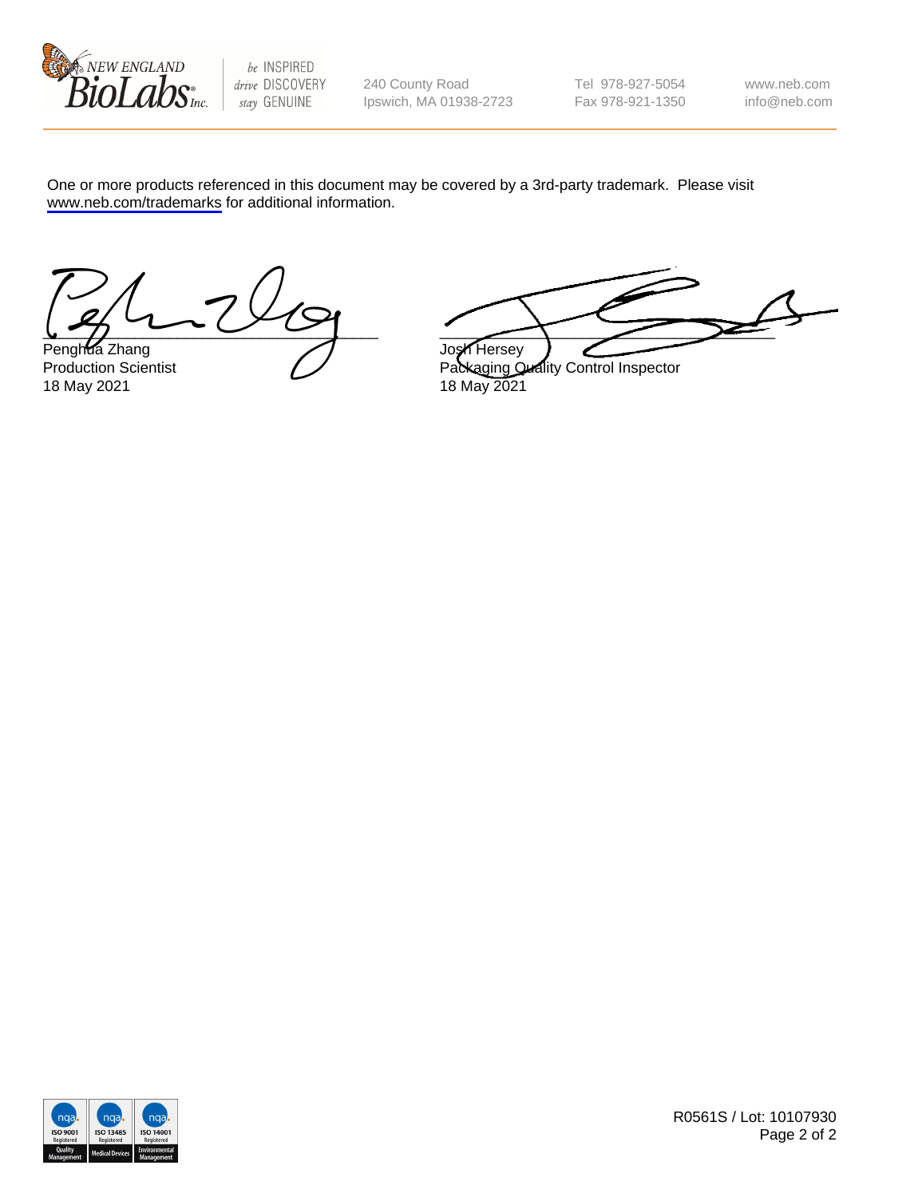One or more products referenced in this document may be covered by a 3rd-party trademark. Please visit www.neb.com/trademarks for additional information.

Penghua Zhang
Production Scientist
18 May 2021

Josh Hersey
Packaging Quality Control Inspector
18 May 2021

R0561S / Lot: 10107930